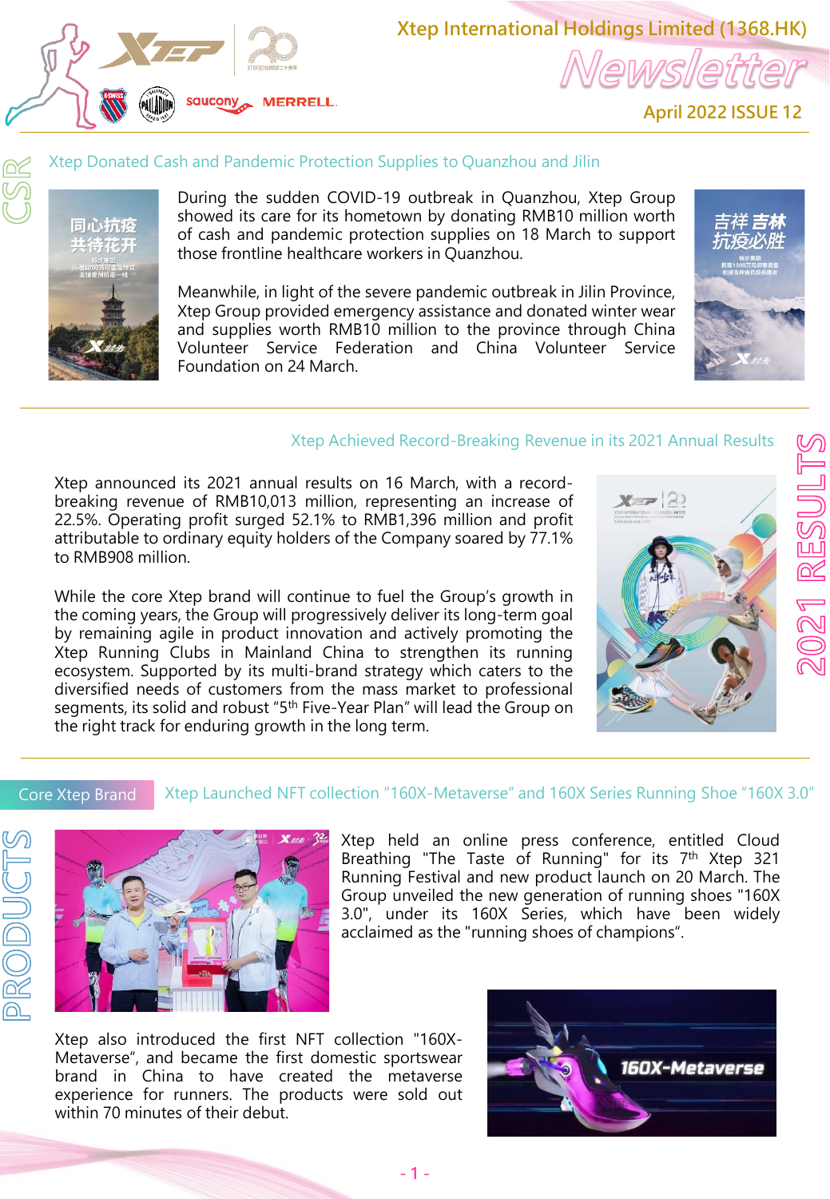# Xtep International Holdings Limited (1368.HK)

## Newsletter

April 2022 ISSUE 12

## CSR

### Xtep Donated Cash and Pandemic Protection Supplies to Quanzhou and Jilin

During the sudden COVID-19 outbreak in Quanzhou, Xtep Group showed its care for its hometown by donating RMB10 million worth of cash and pandemic protection supplies on 18 March to support those frontline healthcare workers in Quanzhou.

Meanwhile, in light of the severe pandemic outbreak in Jilin Province, Xtep Group provided emergency assistance and donated winter wear and supplies worth RMB10 million to the province through China Volunteer Service Federation and China Volunteer Service Foundation on 24 March.

## 2021 RESULTS

### Xtep Achieved Record-Breaking Revenue in its 2021 Annual Results

Xtep announced its 2021 annual results on 16 March, with a record-breaking revenue of RMB10,013 million, representing an increase of 22.5%. Operating profit surged 52.1% to RMB1,396 million and profit attributable to ordinary equity holders of the Company soared by 77.1% to RMB908 million.

While the core Xtep brand will continue to fuel the Group's growth in the coming years, the Group will progressively deliver its long-term goal by remaining agile in product innovation and actively promoting the Xtep Running Clubs in Mainland China to strengthen its running ecosystem. Supported by its multi-brand strategy which caters to the diversified needs of customers from the mass market to professional segments, its solid and robust "5th Five-Year Plan" will lead the Group on the right track for enduring growth in the long term.

## PRODUCTS

Core Xtep Brand

### Xtep Launched NFT collection "160X-Metaverse" and 160X Series Running Shoe "160X 3.0"

Xtep held an online press conference, entitled Cloud Breathing "The Taste of Running" for its 7th Xtep 321 Running Festival and new product launch on 20 March. The Group unveiled the new generation of running shoes "160X 3.0", under its 160X Series, which have been widely acclaimed as the "running shoes of champions".

Xtep also introduced the first NFT collection "160X-Metaverse", and became the first domestic sportswear brand in China to have created the metaverse experience for runners. The products were sold out within 70 minutes of their debut.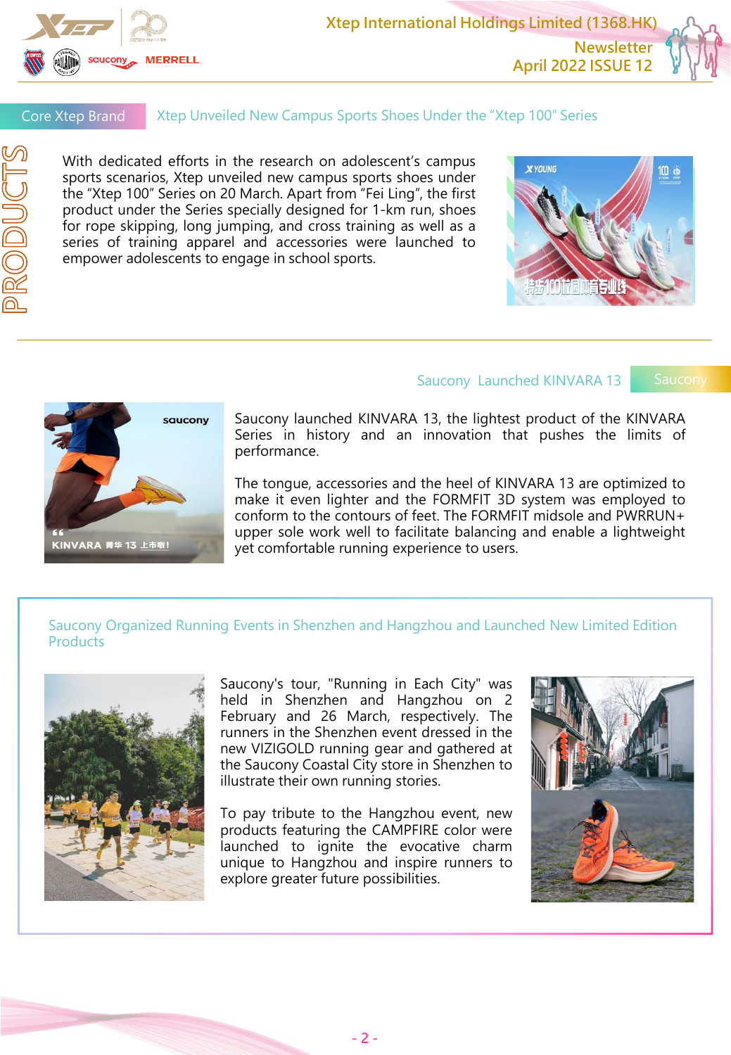## Core Xtep Brand

### Xtep Unveiled New Campus Sports Shoes Under the "Xtep 100" Series

PRODUCTS

With dedicated efforts in the research on adolescent's campus sports scenarios, Xtep unveiled new campus sports shoes under the "Xtep 100" Series on 20 March. Apart from "Fei Ling", the first product under the Series specially designed for 1-km run, shoes for rope skipping, long jumping, and cross training as well as a series of training apparel and accessories were launched to empower adolescents to engage in school sports.

## Saucony

### Saucony Launched KINVARA 13

Saucony launched KINVARA 13, the lightest product of the KINVARA Series in history and an innovation that pushes the limits of performance.

The tongue, accessories and the heel of KINVARA 13 are optimized to make it even lighter and the FORMFIT 3D system was employed to conform to the contours of feet. The FORMFIT midsole and PWRRUN+ upper sole work well to facilitate balancing and enable a lightweight yet comfortable running experience to users.

### Saucony Organized Running Events in Shenzhen and Hangzhou and Launched New Limited Edition Products

Saucony's tour, "Running in Each City" was held in Shenzhen and Hangzhou on 2 February and 26 March, respectively. The runners in the Shenzhen event dressed in the new VIZIGOLD running gear and gathered at the Saucony Coastal City store in Shenzhen to illustrate their own running stories.

To pay tribute to the Hangzhou event, new products featuring the CAMPFIRE color were launched to ignite the evocative charm unique to Hangzhou and inspire runners to explore greater future possibilities.